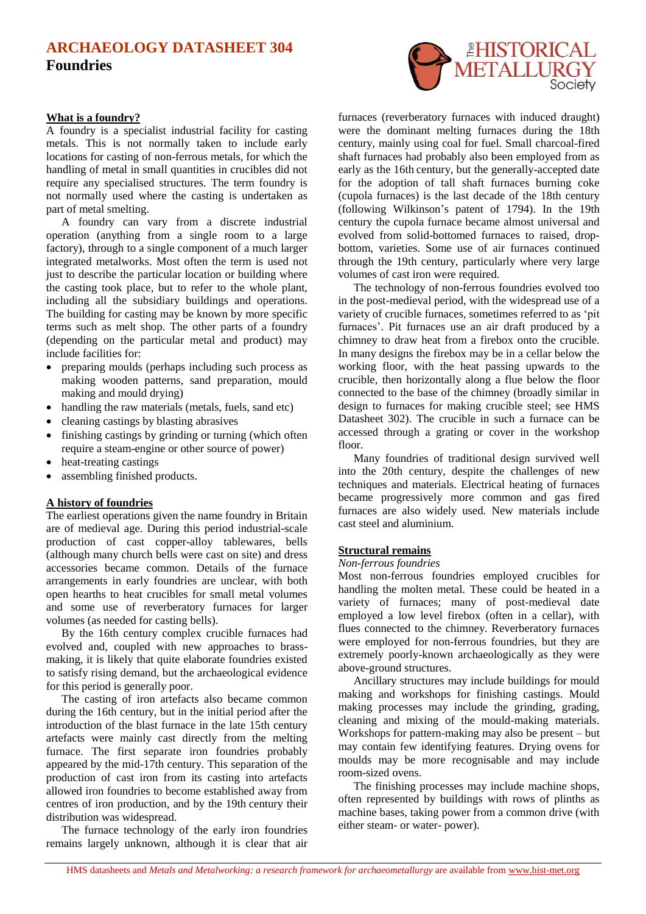# ARCHAEOLOGY DATASHEET 304

## Foundries

### What is a foundry?

A foundry is a specialist industrial facility for casting metals. This is not normally taken to include early locations for casting of non-ferrous metals, for which the handling of metal in small quantities in crucibles did not require any specialised structures. The term foundry is not normally used where the casting is undertaken as part of metal smelting.

A foundry can vary from a discrete industrial operation (anything from a single room to a large factory), through to a single component of a much larger integrated metalworks. Most often the term is used not just to describe the particular location or building where the casting took place, but to refer to the whole plant, including all the subsidiary buildings and operations. The building for casting may be known by more specific terms such as melt shop. The other parts of a foundry (depending on the particular metal and product) may include facilities for:

- preparing moulds (perhaps including such process as making wooden patterns, sand preparation, mould making and mould drying)
- handling the raw materials (metals, fuels, sand etc)
- cleaning castings by blasting abrasives
- finishing castings by grinding or turning (which often require a steam-engine or other source of power)
- heat-treating castings
- assembling finished products.

### A history of foundries

The earliest operations given the name foundry in Britain are of medieval age. During this period industrial-scale production of cast copper-alloy tablewares, bells (although many church bells were cast on site) and dress accessories became common. Details of the furnace arrangements in early foundries are unclear, with both open hearths to heat crucibles for small metal volumes and some use of reverberatory furnaces for larger volumes (as needed for casting bells).

By the 16th century complex crucible furnaces had evolved and, coupled with new approaches to brass-making, it is likely that quite elaborate foundries existed to satisfy rising demand, but the archaeological evidence for this period is generally poor.

The casting of iron artefacts also became common during the 16th century, but in the initial period after the introduction of the blast furnace in the late 15th century artefacts were mainly cast directly from the melting furnace. The first separate iron foundries probably appeared by the mid-17th century. This separation of the production of cast iron from its casting into artefacts allowed iron foundries to become established away from centres of iron production, and by the 19th century their distribution was widespread.

The furnace technology of the early iron foundries remains largely unknown, although it is clear that air furnaces (reverberatory furnaces with induced draught) were the dominant melting furnaces during the 18th century, mainly using coal for fuel. Small charcoal-fired shaft furnaces had probably also been employed from as early as the 16th century, but the generally-accepted date for the adoption of tall shaft furnaces burning coke (cupola furnaces) is the last decade of the 18th century (following Wilkinson's patent of 1794). In the 19th century the cupola furnace became almost universal and evolved from solid-bottomed furnaces to raised, drop-bottom, varieties. Some use of air furnaces continued through the 19th century, particularly where very large volumes of cast iron were required.

The technology of non-ferrous foundries evolved too in the post-medieval period, with the widespread use of a variety of crucible furnaces, sometimes referred to as 'pit furnaces'. Pit furnaces use an air draft produced by a chimney to draw heat from a firebox onto the crucible. In many designs the firebox may be in a cellar below the working floor, with the heat passing upwards to the crucible, then horizontally along a flue below the floor connected to the base of the chimney (broadly similar in design to furnaces for making crucible steel; see HMS Datasheet 302). The crucible in such a furnace can be accessed through a grating or cover in the workshop floor.

Many foundries of traditional design survived well into the 20th century, despite the challenges of new techniques and materials. Electrical heating of furnaces became progressively more common and gas fired furnaces are also widely used. New materials include cast steel and aluminium.

### Structural remains

*Non-ferrous foundries*

Most non-ferrous foundries employed crucibles for handling the molten metal. These could be heated in a variety of furnaces; many of post-medieval date employed a low level firebox (often in a cellar), with flues connected to the chimney. Reverberatory furnaces were employed for non-ferrous foundries, but they are extremely poorly-known archaeologically as they were above-ground structures.

Ancillary structures may include buildings for mould making and workshops for finishing castings. Mould making processes may include the grinding, grading, cleaning and mixing of the mould-making materials. Workshops for pattern-making may also be present – but may contain few identifying features. Drying ovens for moulds may be more recognisable and may include room-sized ovens.

The finishing processes may include machine shops, often represented by buildings with rows of plinths as machine bases, taking power from a common drive (with either steam- or water- power).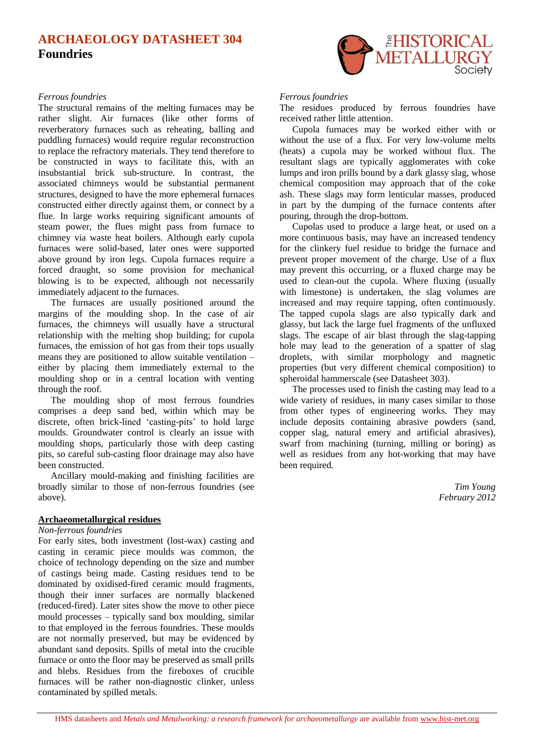# ARCHAEOLOGY DATASHEET 304

## Foundries

*Ferrous foundries*

The structural remains of the melting furnaces may be rather slight. Air furnaces (like other forms of reverberatory furnaces such as reheating, balling and puddling furnaces) would require regular reconstruction to replace the refractory materials. They tend therefore to be constructed in ways to facilitate this, with an insubstantial brick sub-structure. In contrast, the associated chimneys would be substantial permanent structures, designed to have the more ephemeral furnaces constructed either directly against them, or connect by a flue. In large works requiring significant amounts of steam power, the flues might pass from furnace to chimney via waste heat boilers. Although early cupola furnaces were solid-based, later ones were supported above ground by iron legs. Cupola furnaces require a forced draught, so some provision for mechanical blowing is to be expected, although not necessarily immediately adjacent to the furnaces.

The furnaces are usually positioned around the margins of the moulding shop. In the case of air furnaces, the chimneys will usually have a structural relationship with the melting shop building; for cupola furnaces, the emission of hot gas from their tops usually means they are positioned to allow suitable ventilation – either by placing them immediately external to the moulding shop or in a central location with venting through the roof.

The moulding shop of most ferrous foundries comprises a deep sand bed, within which may be discrete, often brick-lined 'casting-pits' to hold large moulds. Groundwater control is clearly an issue with moulding shops, particularly those with deep casting pits, so careful sub-casting floor drainage may also have been constructed.

Ancillary mould-making and finishing facilities are broadly similar to those of non-ferrous foundries (see above).

### Archaeometallurgical residues

*Non-ferrous foundries*

For early sites, both investment (lost-wax) casting and casting in ceramic piece moulds was common, the choice of technology depending on the size and number of castings being made. Casting residues tend to be dominated by oxidised-fired ceramic mould fragments, though their inner surfaces are normally blackened (reduced-fired). Later sites show the move to other piece mould processes – typically sand box moulding, similar to that employed in the ferrous foundries. These moulds are not normally preserved, but may be evidenced by abundant sand deposits. Spills of metal into the crucible furnace or onto the floor may be preserved as small prills and blebs. Residues from the fireboxes of crucible furnaces will be rather non-diagnostic clinker, unless contaminated by spilled metals.

*Ferrous foundries*

The residues produced by ferrous foundries have received rather little attention.

Cupola furnaces may be worked either with or without the use of a flux. For very low-volume melts (heats) a cupola may be worked without flux. The resultant slags are typically agglomerates with coke lumps and iron prills bound by a dark glassy slag, whose chemical composition may approach that of the coke ash. These slags may form lenticular masses, produced in part by the dumping of the furnace contents after pouring, through the drop-bottom.

Cupolas used to produce a large heat, or used on a more continuous basis, may have an increased tendency for the clinkery fuel residue to bridge the furnace and prevent proper movement of the charge. Use of a flux may prevent this occurring, or a fluxed charge may be used to clean-out the cupola. Where fluxing (usually with limestone) is undertaken, the slag volumes are increased and may require tapping, often continuously. The tapped cupola slags are also typically dark and glassy, but lack the large fuel fragments of the unfluxed slags. The escape of air blast through the slag-tapping hole may lead to the generation of a spatter of slag droplets, with similar morphology and magnetic properties (but very different chemical composition) to spheroidal hammerscale (see Datasheet 303).

The processes used to finish the casting may lead to a wide variety of residues, in many cases similar to those from other types of engineering works. They may include deposits containing abrasive powders (sand, copper slag, natural emery and artificial abrasives), swarf from machining (turning, milling or boring) as well as residues from any hot-working that may have been required.

*Tim Young*
*February 2012*

HMS datasheets and *Metals and Metalworking: a research framework for archaeometallurgy* are available from www.hist-met.org